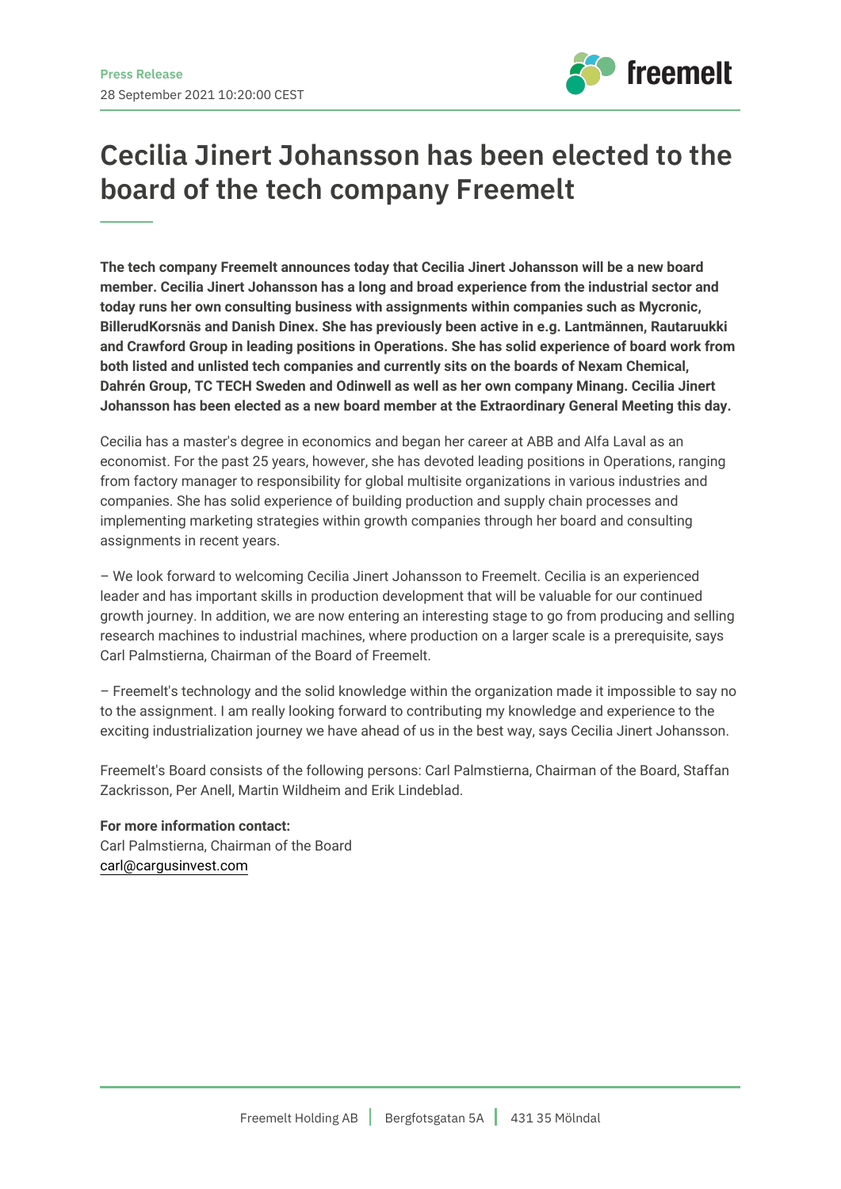**Press Release**
28 September 2021 10:20:00 CEST

# Cecilia Jinert Johansson has been elected to the board of the tech company Freemelt

**The tech company Freemelt announces today that Cecilia Jinert Johansson will be a new board member. Cecilia Jinert Johansson has a long and broad experience from the industrial sector and today runs her own consulting business with assignments within companies such as Mycronic, BillerudKorsnäs and Danish Dinex. She has previously been active in e.g. Lantmännen, Rautaruukki and Crawford Group in leading positions in Operations. She has solid experience of board work from both listed and unlisted tech companies and currently sits on the boards of Nexam Chemical, Dahrén Group, TC TECH Sweden and Odinwell as well as her own company Minang. Cecilia Jinert Johansson has been elected as a new board member at the Extraordinary General Meeting this day.**

Cecilia has a master's degree in economics and began her career at ABB and Alfa Laval as an economist. For the past 25 years, however, she has devoted leading positions in Operations, ranging from factory manager to responsibility for global multisite organizations in various industries and companies. She has solid experience of building production and supply chain processes and implementing marketing strategies within growth companies through her board and consulting assignments in recent years.

– We look forward to welcoming Cecilia Jinert Johansson to Freemelt. Cecilia is an experienced leader and has important skills in production development that will be valuable for our continued growth journey. In addition, we are now entering an interesting stage to go from producing and selling research machines to industrial machines, where production on a larger scale is a prerequisite, says Carl Palmstierna, Chairman of the Board of Freemelt.

– Freemelt's technology and the solid knowledge within the organization made it impossible to say no to the assignment. I am really looking forward to contributing my knowledge and experience to the exciting industrialization journey we have ahead of us in the best way, says Cecilia Jinert Johansson.

Freemelt's Board consists of the following persons: Carl Palmstierna, Chairman of the Board, Staffan Zackrisson, Per Anell, Martin Wildheim and Erik Lindeblad.

**For more information contact:**
Carl Palmstierna, Chairman of the Board
carl@cargusinvest.com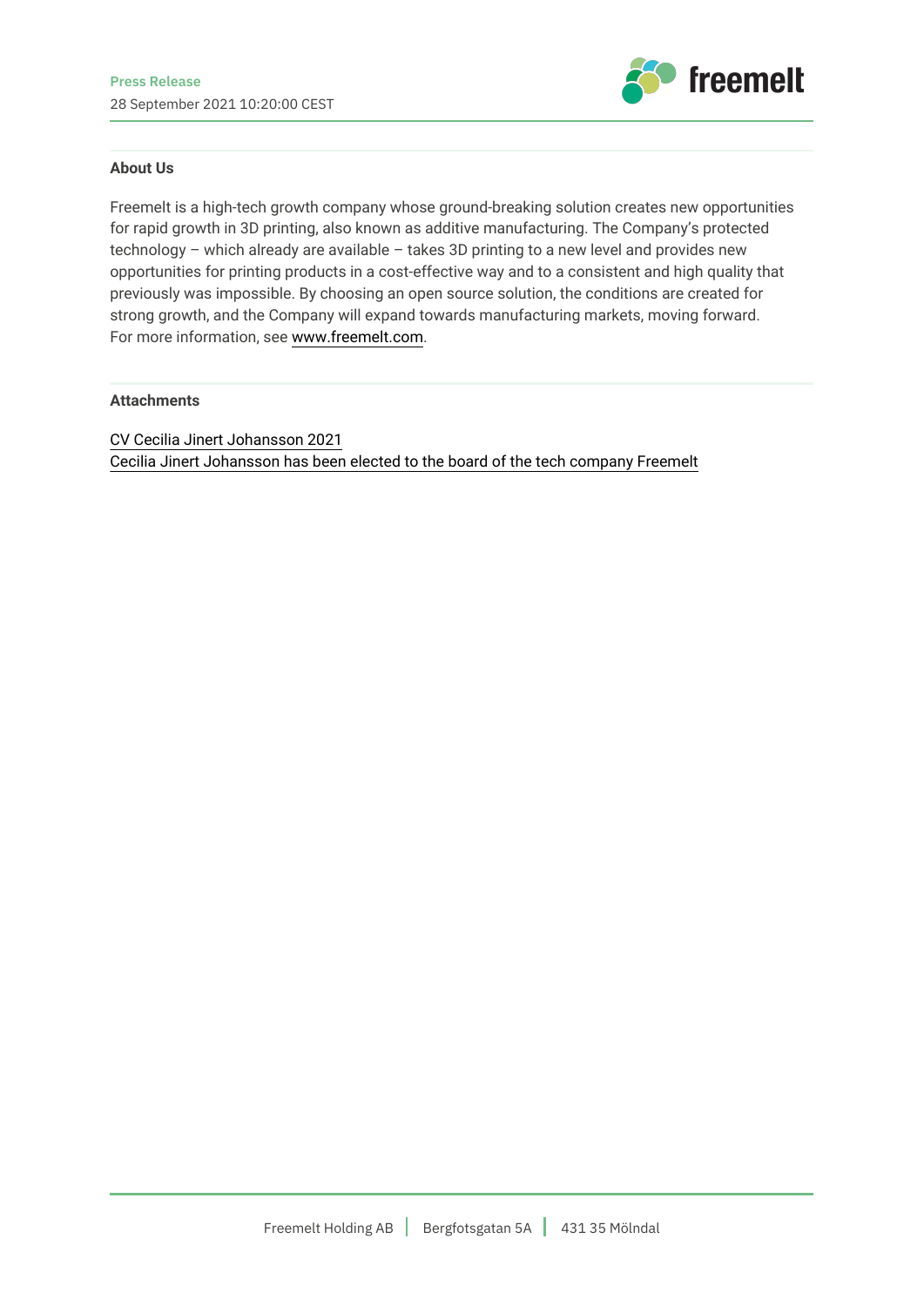### About Us

Freemelt is a high-tech growth company whose ground-breaking solution creates new opportunities for rapid growth in 3D printing, also known as additive manufacturing. The Company's protected technology – which already are available – takes 3D printing to a new level and provides new opportunities for printing products in a cost-effective way and to a consistent and high quality that previously was impossible. By choosing an open source solution, the conditions are created for strong growth, and the Company will expand towards manufacturing markets, moving forward. For more information, see www.freemelt.com.

### Attachments

CV Cecilia Jinert Johansson 2021
Cecilia Jinert Johansson has been elected to the board of the tech company Freemelt